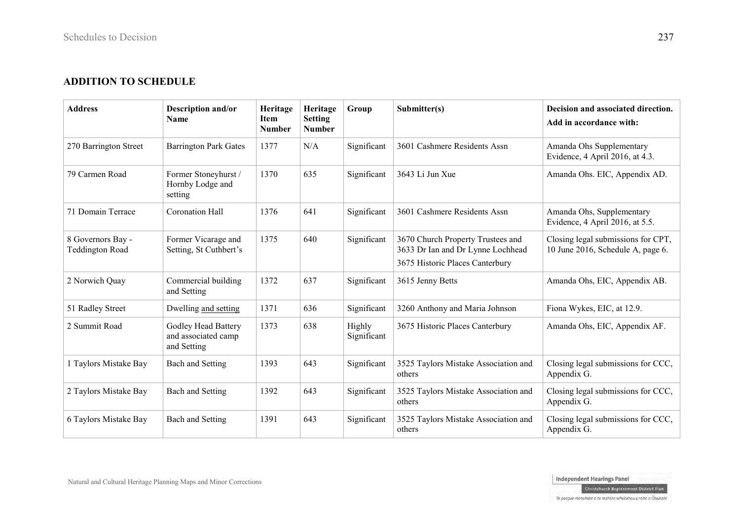## ADDITION TO SCHEDULE

| Address | Description and/or Name | Heritage Item Number | Heritage Setting Number | Group | Submitter(s) | Decision and associated direction. Add in accordance with: |
|---|---|---|---|---|---|---|
| 270 Barrington Street | Barrington Park Gates | 1377 | N/A | Significant | 3601 Cashmere Residents Assn | Amanda Ohs Supplementary Evidence, 4 April 2016, at 4.3. |
| 79 Carmen Road | Former Stoneyhurst / Hornby Lodge and setting | 1370 | 635 | Significant | 3643 Li Jun Xue | Amanda Ohs. EIC, Appendix AD. |
| 71 Domain Terrace | Coronation Hall | 1376 | 641 | Significant | 3601 Cashmere Residents Assn | Amanda Ohs, Supplementary Evidence, 4 April 2016, at 5.5. |
| 8 Governors Bay - Teddington Road | Former Vicarage and Setting, St Cuthbert's | 1375 | 640 | Significant | 3670 Church Property Trustees and 3633 Dr Ian and Dr Lynne Lochhead<br>3675 Historic Places Canterbury | Closing legal submissions for CPT, 10 June 2016, Schedule A, page 6. |
| 2 Norwich Quay | Commercial building and Setting | 1372 | 637 | Significant | 3615 Jenny Betts | Amanda Ohs, EIC, Appendix AB. |
| 51 Radley Street | Dwelling and setting | 1371 | 636 | Significant | 3260 Anthony and Maria Johnson | Fiona Wykes, EIC, at 12.9. |
| 2 Summit Road | Godley Head Battery and associated camp and Setting | 1373 | 638 | Highly Significant | 3675 Historic Places Canterbury | Amanda Ohs, EIC, Appendix AF. |
| 1 Taylors Mistake Bay | Bach and Setting | 1393 | 643 | Significant | 3525 Taylors Mistake Association and others | Closing legal submissions for CCC, Appendix G. |
| 2 Taylors Mistake Bay | Bach and Setting | 1392 | 643 | Significant | 3525 Taylors Mistake Association and others | Closing legal submissions for CCC, Appendix G. |
| 6 Taylors Mistake Bay | Bach and Setting | 1391 | 643 | Significant | 3525 Taylors Mistake Association and others | Closing legal submissions for CCC, Appendix G. |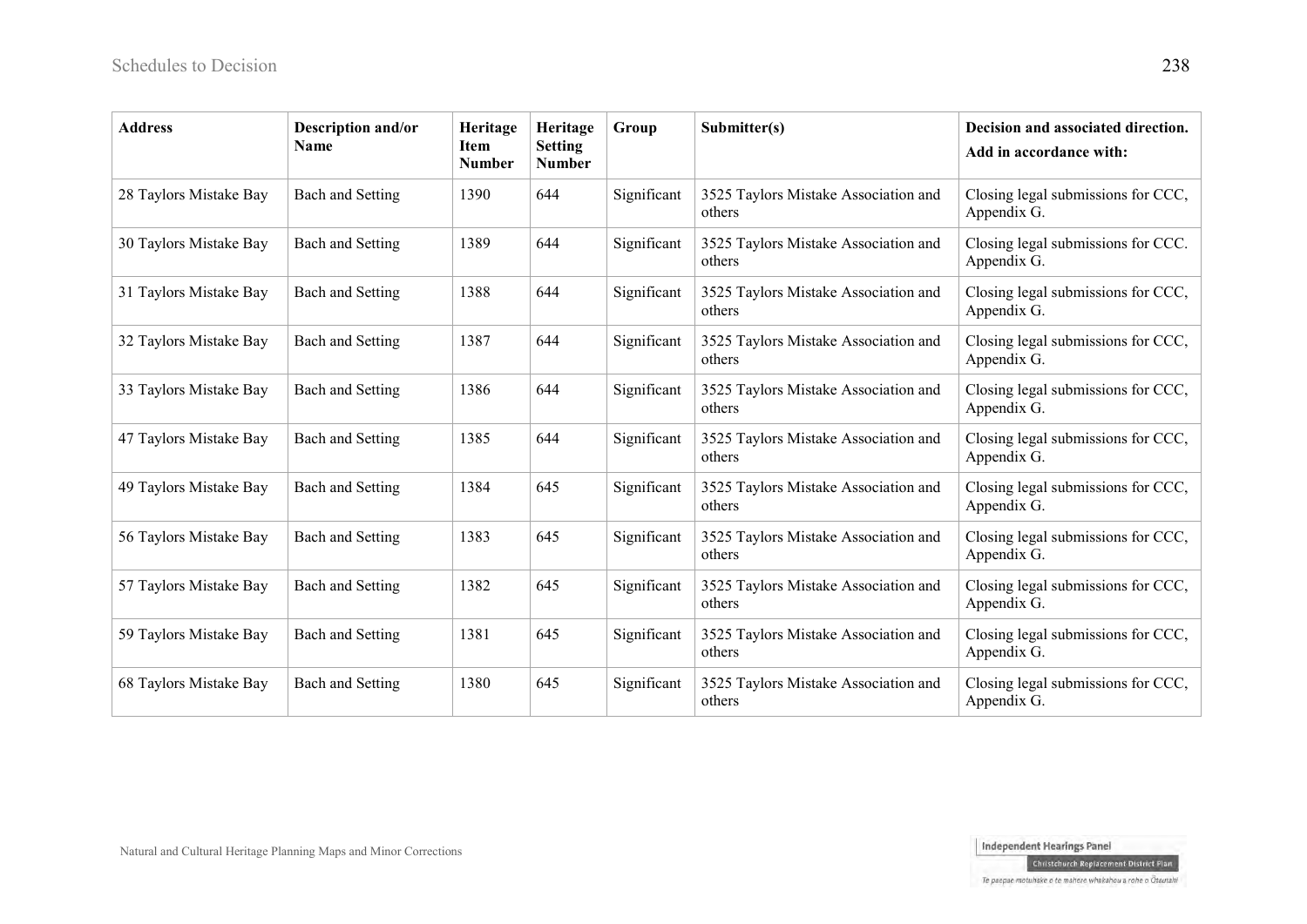| Address | Description and/or Name | Heritage Item Number | Heritage Setting Number | Group | Submitter(s) | Decision and associated direction. Add in accordance with: |
|---|---|---|---|---|---|---|
| 28 Taylors Mistake Bay | Bach and Setting | 1390 | 644 | Significant | 3525 Taylors Mistake Association and others | Closing legal submissions for CCC, Appendix G. |
| 30 Taylors Mistake Bay | Bach and Setting | 1389 | 644 | Significant | 3525 Taylors Mistake Association and others | Closing legal submissions for CCC. Appendix G. |
| 31 Taylors Mistake Bay | Bach and Setting | 1388 | 644 | Significant | 3525 Taylors Mistake Association and others | Closing legal submissions for CCC, Appendix G. |
| 32 Taylors Mistake Bay | Bach and Setting | 1387 | 644 | Significant | 3525 Taylors Mistake Association and others | Closing legal submissions for CCC, Appendix G. |
| 33 Taylors Mistake Bay | Bach and Setting | 1386 | 644 | Significant | 3525 Taylors Mistake Association and others | Closing legal submissions for CCC, Appendix G. |
| 47 Taylors Mistake Bay | Bach and Setting | 1385 | 644 | Significant | 3525 Taylors Mistake Association and others | Closing legal submissions for CCC, Appendix G. |
| 49 Taylors Mistake Bay | Bach and Setting | 1384 | 645 | Significant | 3525 Taylors Mistake Association and others | Closing legal submissions for CCC, Appendix G. |
| 56 Taylors Mistake Bay | Bach and Setting | 1383 | 645 | Significant | 3525 Taylors Mistake Association and others | Closing legal submissions for CCC, Appendix G. |
| 57 Taylors Mistake Bay | Bach and Setting | 1382 | 645 | Significant | 3525 Taylors Mistake Association and others | Closing legal submissions for CCC, Appendix G. |
| 59 Taylors Mistake Bay | Bach and Setting | 1381 | 645 | Significant | 3525 Taylors Mistake Association and others | Closing legal submissions for CCC, Appendix G. |
| 68 Taylors Mistake Bay | Bach and Setting | 1380 | 645 | Significant | 3525 Taylors Mistake Association and others | Closing legal submissions for CCC, Appendix G. |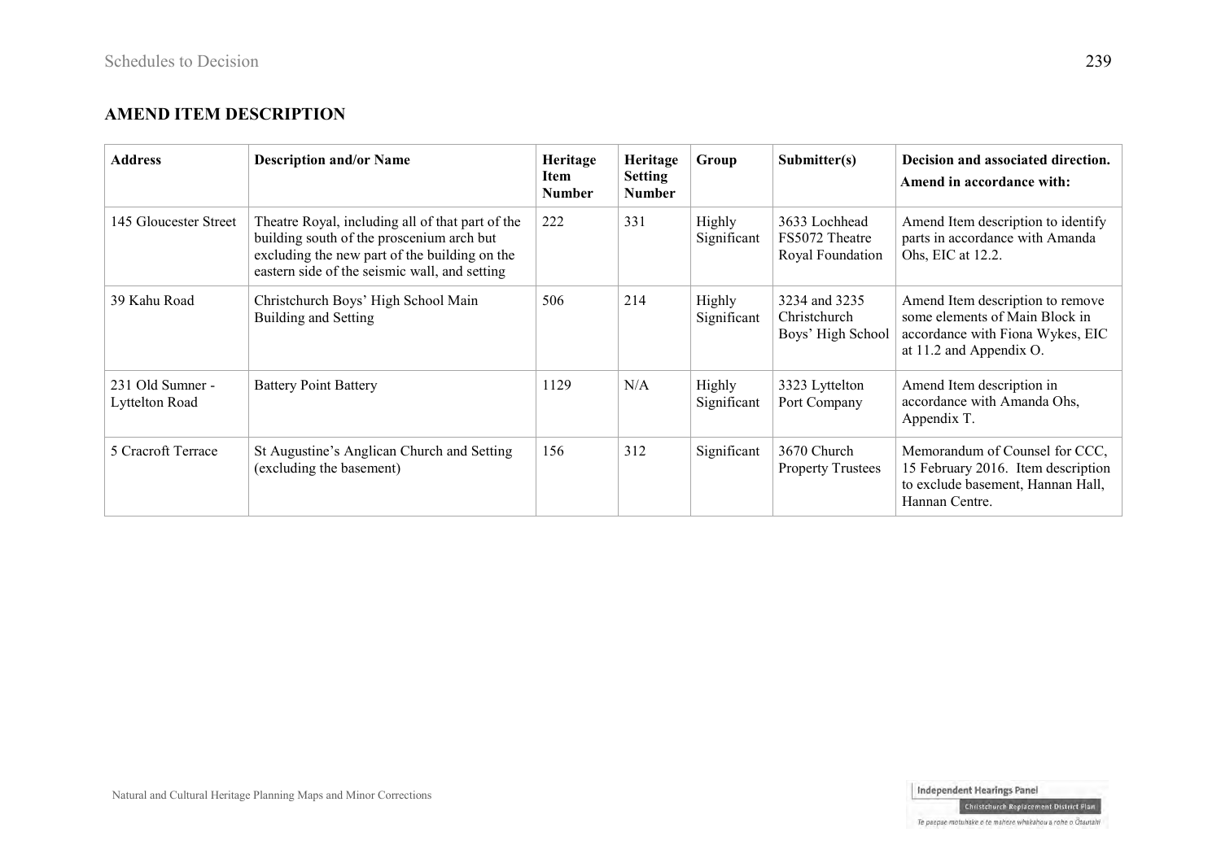## AMEND ITEM DESCRIPTION

| Address | Description and/or Name | Heritage Item Number | Heritage Setting Number | Group | Submitter(s) | Decision and associated direction. Amend in accordance with: |
|---|---|---|---|---|---|---|
| 145 Gloucester Street | Theatre Royal, including all of that part of the building south of the proscenium arch but excluding the new part of the building on the eastern side of the seismic wall, and setting | 222 | 331 | Highly Significant | 3633 Lochhead FS5072 Theatre Royal Foundation | Amend Item description to identify parts in accordance with Amanda Ohs, EIC at 12.2. |
| 39 Kahu Road | Christchurch Boys' High School Main Building and Setting | 506 | 214 | Highly Significant | 3234 and 3235 Christchurch Boys' High School | Amend Item description to remove some elements of Main Block in accordance with Fiona Wykes, EIC at 11.2 and Appendix O. |
| 231 Old Sumner - Lyttelton Road | Battery Point Battery | 1129 | N/A | Highly Significant | 3323 Lyttelton Port Company | Amend Item description in accordance with Amanda Ohs, Appendix T. |
| 5 Cracroft Terrace | St Augustine's Anglican Church and Setting (excluding the basement) | 156 | 312 | Significant | 3670 Church Property Trustees | Memorandum of Counsel for CCC, 15 February 2016. Item description to exclude basement, Hannan Hall, Hannan Centre. |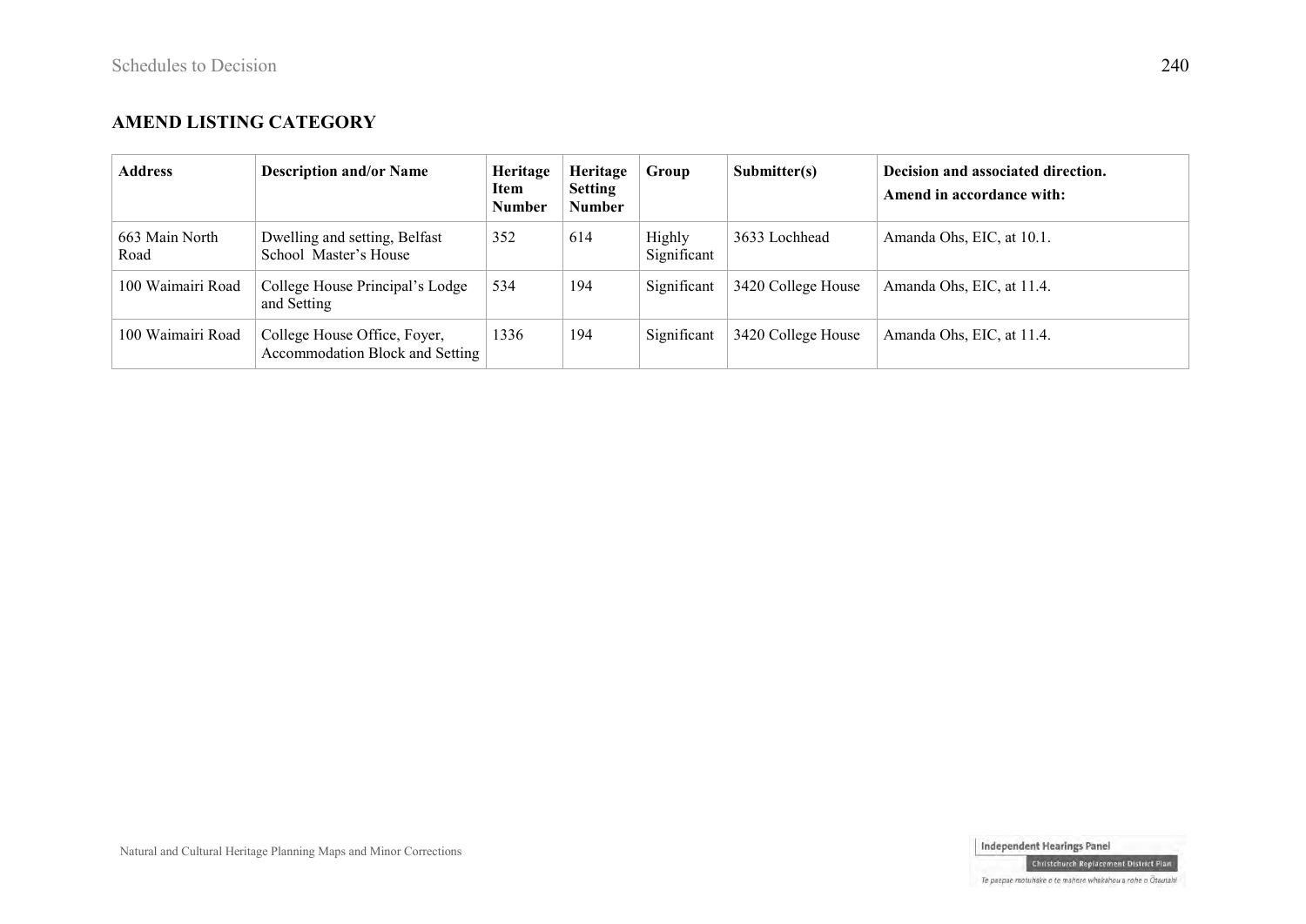## AMEND LISTING CATEGORY

| Address | Description and/or Name | Heritage Item Number | Heritage Setting Number | Group | Submitter(s) | Decision and associated direction. Amend in accordance with: |
|---|---|---|---|---|---|---|
| 663 Main North Road | Dwelling and setting, Belfast School Master's House | 352 | 614 | Highly Significant | 3633 Lochhead | Amanda Ohs, EIC, at 10.1. |
| 100 Waimairi Road | College House Principal's Lodge and Setting | 534 | 194 | Significant | 3420 College House | Amanda Ohs, EIC, at 11.4. |
| 100 Waimairi Road | College House Office, Foyer, Accommodation Block and Setting | 1336 | 194 | Significant | 3420 College House | Amanda Ohs, EIC, at 11.4. |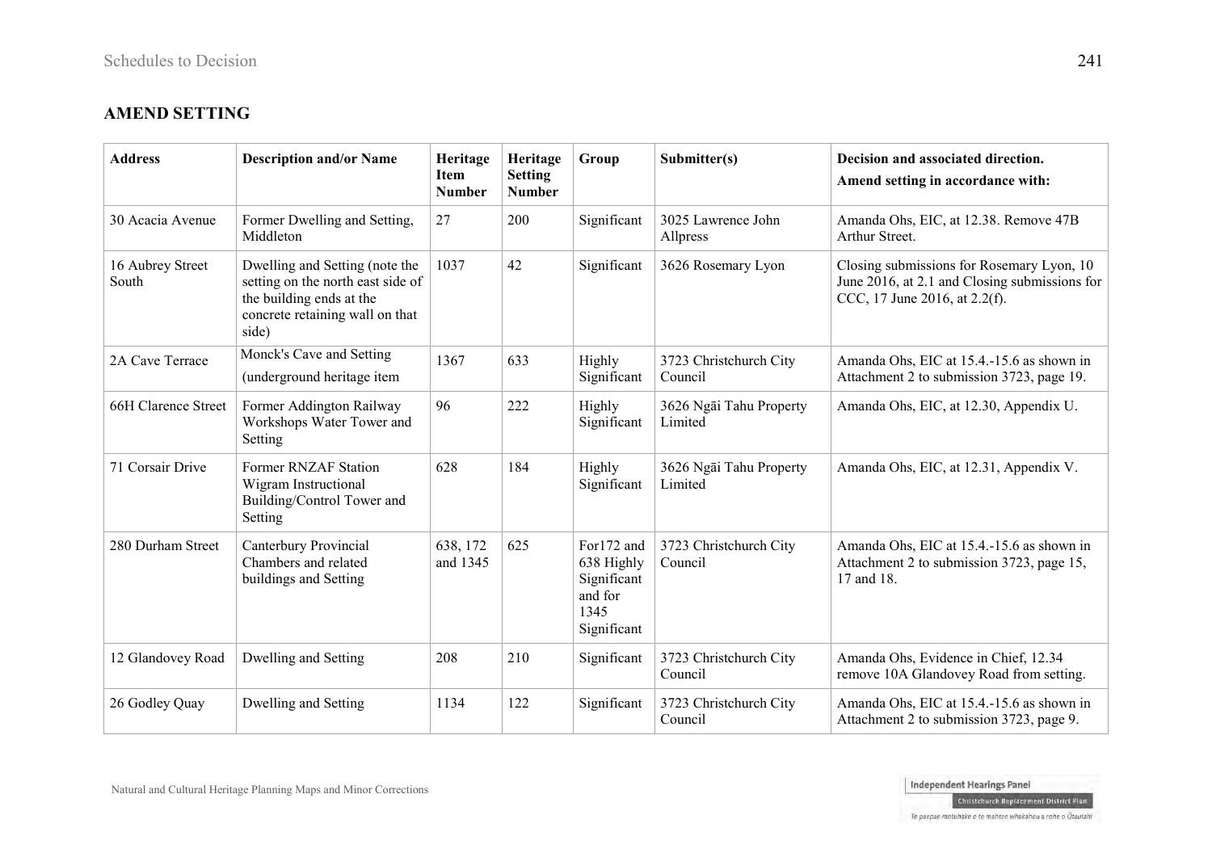## AMEND SETTING

| Address | Description and/or Name | Heritage Item Number | Heritage Setting Number | Group | Submitter(s) | Decision and associated direction. Amend setting in accordance with: |
|---|---|---|---|---|---|---|
| 30 Acacia Avenue | Former Dwelling and Setting, Middleton | 27 | 200 | Significant | 3025 Lawrence John Allpress | Amanda Ohs, EIC, at 12.38. Remove 47B Arthur Street. |
| 16 Aubrey Street South | Dwelling and Setting (note the setting on the north east side of the building ends at the concrete retaining wall on that side) | 1037 | 42 | Significant | 3626 Rosemary Lyon | Closing submissions for Rosemary Lyon, 10 June 2016, at 2.1 and Closing submissions for CCC, 17 June 2016, at 2.2(f). |
| 2A Cave Terrace | Monck's Cave and Setting (underground heritage item | 1367 | 633 | Highly Significant | 3723 Christchurch City Council | Amanda Ohs, EIC at 15.4.-15.6 as shown in Attachment 2 to submission 3723, page 19. |
| 66H Clarence Street | Former Addington Railway Workshops Water Tower and Setting | 96 | 222 | Highly Significant | 3626 Ngāi Tahu Property Limited | Amanda Ohs, EIC, at 12.30, Appendix U. |
| 71 Corsair Drive | Former RNZAF Station Wigram Instructional Building/Control Tower and Setting | 628 | 184 | Highly Significant | 3626 Ngāi Tahu Property Limited | Amanda Ohs, EIC, at 12.31, Appendix V. |
| 280 Durham Street | Canterbury Provincial Chambers and related buildings and Setting | 638, 172 and 1345 | 625 | For172 and 638 Highly Significant and for 1345 Significant | 3723 Christchurch City Council | Amanda Ohs, EIC at 15.4.-15.6 as shown in Attachment 2 to submission 3723, page 15, 17 and 18. |
| 12 Glandovey Road | Dwelling and Setting | 208 | 210 | Significant | 3723 Christchurch City Council | Amanda Ohs, Evidence in Chief, 12.34 remove 10A Glandovey Road from setting. |
| 26 Godley Quay | Dwelling and Setting | 1134 | 122 | Significant | 3723 Christchurch City Council | Amanda Ohs, EIC at 15.4.-15.6 as shown in Attachment 2 to submission 3723, page 9. |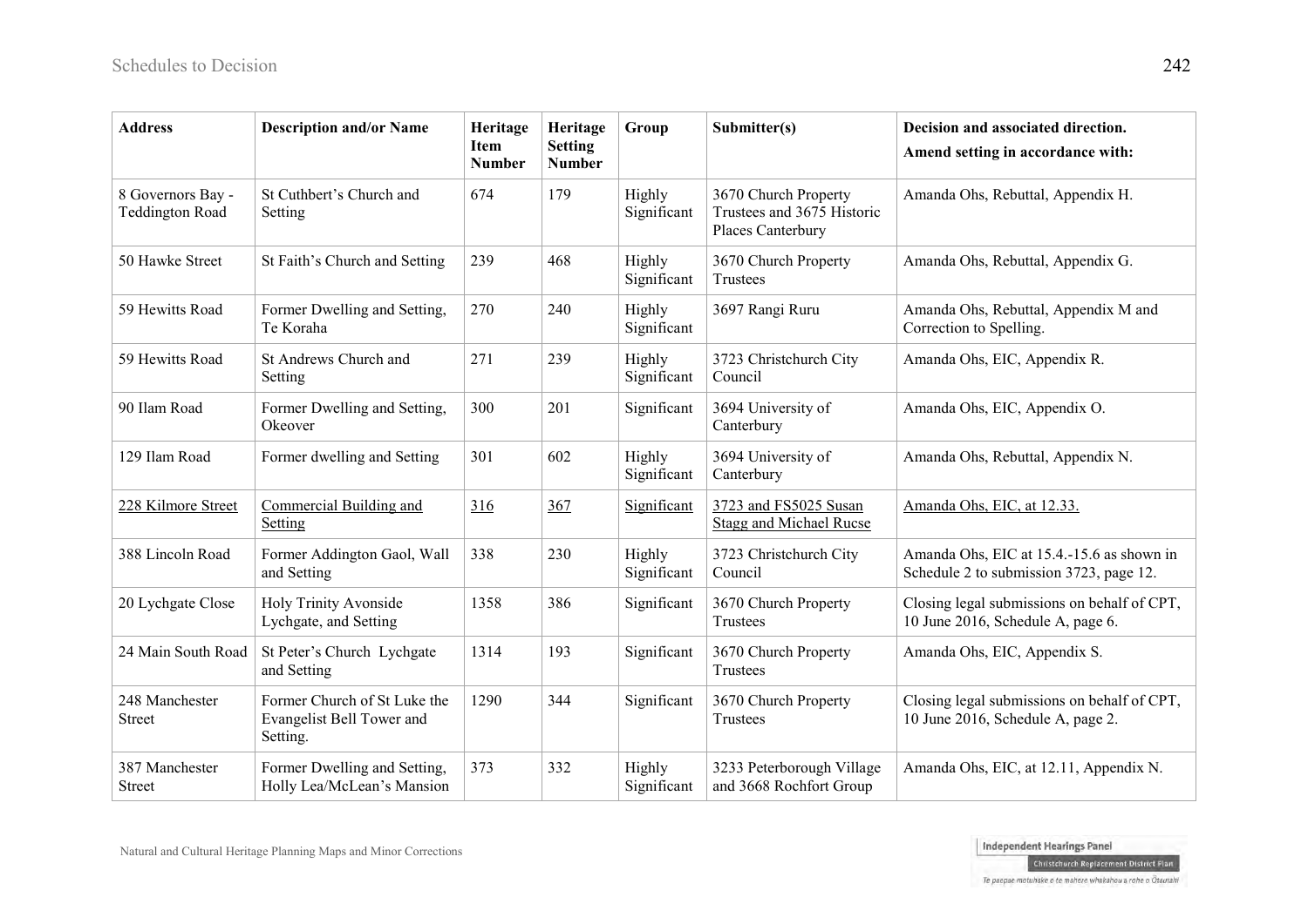| Address | Description and/or Name | Heritage Item Number | Heritage Setting Number | Group | Submitter(s) | Decision and associated direction. Amend setting in accordance with: |
|---|---|---|---|---|---|---|
| 8 Governors Bay - Teddington Road | St Cuthbert's Church and Setting | 674 | 179 | Highly Significant | 3670 Church Property Trustees and 3675 Historic Places Canterbury | Amanda Ohs, Rebuttal, Appendix H. |
| 50 Hawke Street | St Faith's Church and Setting | 239 | 468 | Highly Significant | 3670 Church Property Trustees | Amanda Ohs, Rebuttal, Appendix G. |
| 59 Hewitts Road | Former Dwelling and Setting, Te Koraha | 270 | 240 | Highly Significant | 3697 Rangi Ruru | Amanda Ohs, Rebuttal, Appendix M and Correction to Spelling. |
| 59 Hewitts Road | St Andrews Church and Setting | 271 | 239 | Highly Significant | 3723 Christchurch City Council | Amanda Ohs, EIC, Appendix R. |
| 90 Ilam Road | Former Dwelling and Setting, Okeover | 300 | 201 | Significant | 3694 University of Canterbury | Amanda Ohs, EIC, Appendix O. |
| 129 Ilam Road | Former dwelling and Setting | 301 | 602 | Highly Significant | 3694 University of Canterbury | Amanda Ohs, Rebuttal, Appendix N. |
| 228 Kilmore Street | Commercial Building and Setting | 316 | 367 | Significant | 3723 and FS5025 Susan Stagg and Michael Rucse | Amanda Ohs, EIC, at 12.33. |
| 388 Lincoln Road | Former Addington Gaol, Wall and Setting | 338 | 230 | Highly Significant | 3723 Christchurch City Council | Amanda Ohs, EIC at 15.4.-15.6 as shown in Schedule 2 to submission 3723, page 12. |
| 20 Lychgate Close | Holy Trinity Avonside Lychgate, and Setting | 1358 | 386 | Significant | 3670 Church Property Trustees | Closing legal submissions on behalf of CPT, 10 June 2016, Schedule A, page 6. |
| 24 Main South Road | St Peter's Church Lychgate and Setting | 1314 | 193 | Significant | 3670 Church Property Trustees | Amanda Ohs, EIC, Appendix S. |
| 248 Manchester Street | Former Church of St Luke the Evangelist Bell Tower and Setting. | 1290 | 344 | Significant | 3670 Church Property Trustees | Closing legal submissions on behalf of CPT, 10 June 2016, Schedule A, page 2. |
| 387 Manchester Street | Former Dwelling and Setting, Holly Lea/McLean's Mansion | 373 | 332 | Highly Significant | 3233 Peterborough Village and 3668 Rochfort Group | Amanda Ohs, EIC, at 12.11, Appendix N. |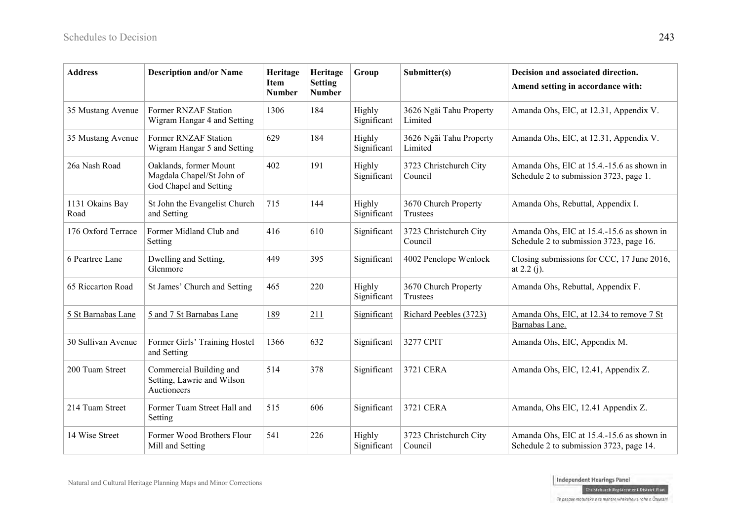| Address | Description and/or Name | Heritage Item Number | Heritage Setting Number | Group | Submitter(s) | Decision and associated direction. Amend setting in accordance with: |
|---|---|---|---|---|---|---|
| 35 Mustang Avenue | Former RNZAF Station Wigram Hangar 4 and Setting | 1306 | 184 | Highly Significant | 3626 Ngāi Tahu Property Limited | Amanda Ohs, EIC, at 12.31, Appendix V. |
| 35 Mustang Avenue | Former RNZAF Station Wigram Hangar 5 and Setting | 629 | 184 | Highly Significant | 3626 Ngāi Tahu Property Limited | Amanda Ohs, EIC, at 12.31, Appendix V. |
| 26a Nash Road | Oaklands, former Mount Magdala Chapel/St John of God Chapel and Setting | 402 | 191 | Highly Significant | 3723 Christchurch City Council | Amanda Ohs, EIC at 15.4.-15.6 as shown in Schedule 2 to submission 3723, page 1. |
| 1131 Okains Bay Road | St John the Evangelist Church and Setting | 715 | 144 | Highly Significant | 3670 Church Property Trustees | Amanda Ohs, Rebuttal, Appendix I. |
| 176 Oxford Terrace | Former Midland Club and Setting | 416 | 610 | Significant | 3723 Christchurch City Council | Amanda Ohs, EIC at 15.4.-15.6 as shown in Schedule 2 to submission 3723, page 16. |
| 6 Peartree Lane | Dwelling and Setting, Glenmore | 449 | 395 | Significant | 4002 Penelope Wenlock | Closing submissions for CCC, 17 June 2016, at 2.2 (j). |
| 65 Riccarton Road | St James' Church and Setting | 465 | 220 | Highly Significant | 3670 Church Property Trustees | Amanda Ohs, Rebuttal, Appendix F. |
| 5 St Barnabas Lane | 5 and 7 St Barnabas Lane | 189 | 211 | Significant | Richard Peebles (3723) | Amanda Ohs, EIC, at 12.34 to remove 7 St Barnabas Lane. |
| 30 Sullivan Avenue | Former Girls' Training Hostel and Setting | 1366 | 632 | Significant | 3277 CPIT | Amanda Ohs, EIC, Appendix M. |
| 200 Tuam Street | Commercial Building and Setting, Lawrie and Wilson Auctioneers | 514 | 378 | Significant | 3721 CERA | Amanda Ohs, EIC, 12.41, Appendix Z. |
| 214 Tuam Street | Former Tuam Street Hall and Setting | 515 | 606 | Significant | 3721 CERA | Amanda, Ohs EIC, 12.41 Appendix Z. |
| 14 Wise Street | Former Wood Brothers Flour Mill and Setting | 541 | 226 | Highly Significant | 3723 Christchurch City Council | Amanda Ohs, EIC at 15.4.-15.6 as shown in Schedule 2 to submission 3723, page 14. |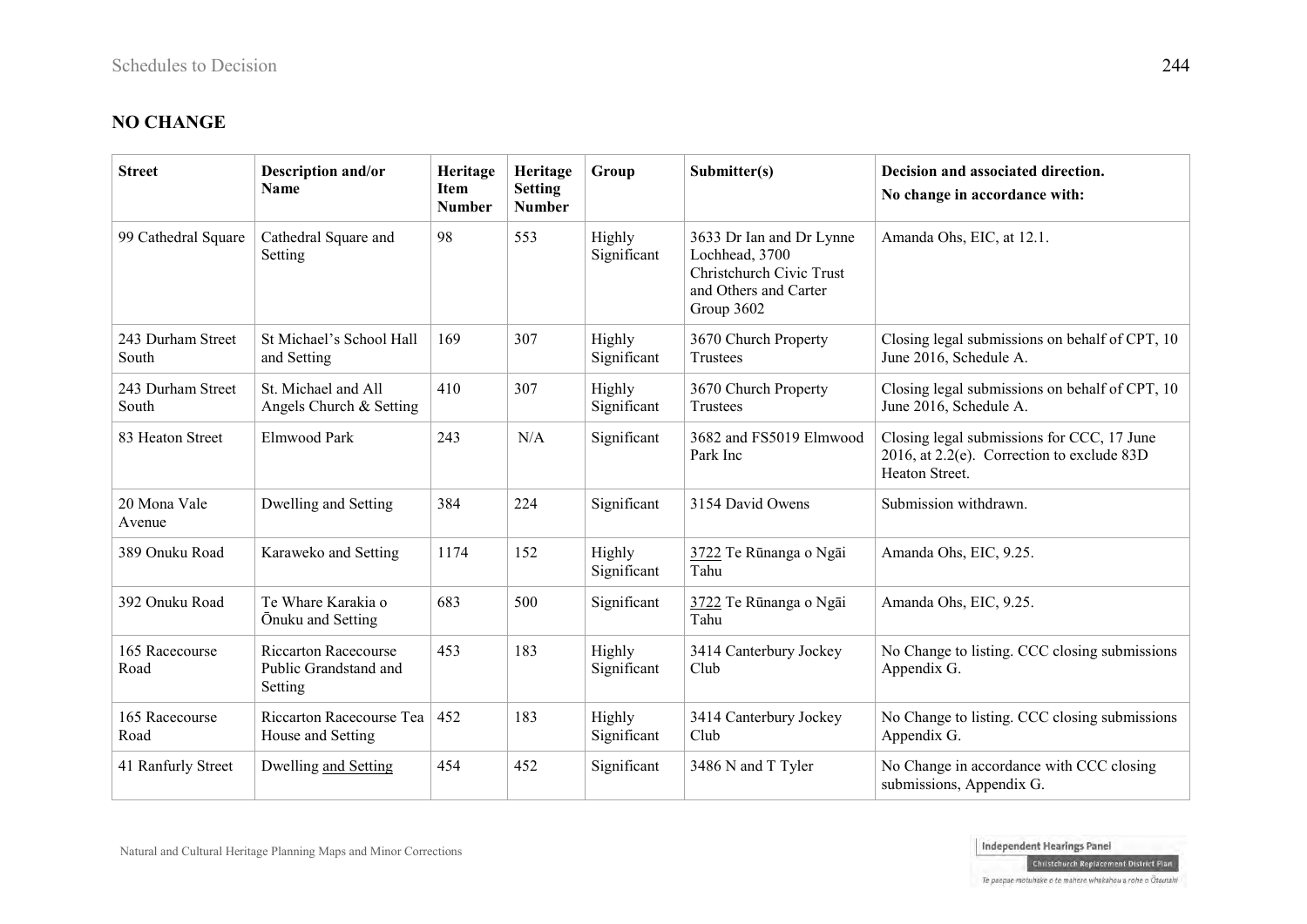## NO CHANGE

| Street | Description and/or Name | Heritage Item Number | Heritage Setting Number | Group | Submitter(s) | Decision and associated direction. No change in accordance with: |
|---|---|---|---|---|---|---|
| 99 Cathedral Square | Cathedral Square and Setting | 98 | 553 | Highly Significant | 3633 Dr Ian and Dr Lynne Lochhead, 3700 Christchurch Civic Trust and Others and Carter Group 3602 | Amanda Ohs, EIC, at 12.1. |
| 243 Durham Street South | St Michael's School Hall and Setting | 169 | 307 | Highly Significant | 3670 Church Property Trustees | Closing legal submissions on behalf of CPT, 10 June 2016, Schedule A. |
| 243 Durham Street South | St. Michael and All Angels Church & Setting | 410 | 307 | Highly Significant | 3670 Church Property Trustees | Closing legal submissions on behalf of CPT, 10 June 2016, Schedule A. |
| 83 Heaton Street | Elmwood Park | 243 | N/A | Significant | 3682 and FS5019 Elmwood Park Inc | Closing legal submissions for CCC, 17 June 2016, at 2.2(e). Correction to exclude 83D Heaton Street. |
| 20 Mona Vale Avenue | Dwelling and Setting | 384 | 224 | Significant | 3154 David Owens | Submission withdrawn. |
| 389 Onuku Road | Karaweko and Setting | 1174 | 152 | Highly Significant | 3722 Te Rūnanga o Ngāi Tahu | Amanda Ohs, EIC, 9.25. |
| 392 Onuku Road | Te Whare Karakia o Ōnuku and Setting | 683 | 500 | Significant | 3722 Te Rūnanga o Ngāi Tahu | Amanda Ohs, EIC, 9.25. |
| 165 Racecourse Road | Riccarton Racecourse Public Grandstand and Setting | 453 | 183 | Highly Significant | 3414 Canterbury Jockey Club | No Change to listing. CCC closing submissions Appendix G. |
| 165 Racecourse Road | Riccarton Racecourse Tea House and Setting | 452 | 183 | Highly Significant | 3414 Canterbury Jockey Club | No Change to listing. CCC closing submissions Appendix G. |
| 41 Ranfurly Street | Dwelling and Setting | 454 | 452 | Significant | 3486 N and T Tyler | No Change in accordance with CCC closing submissions, Appendix G. |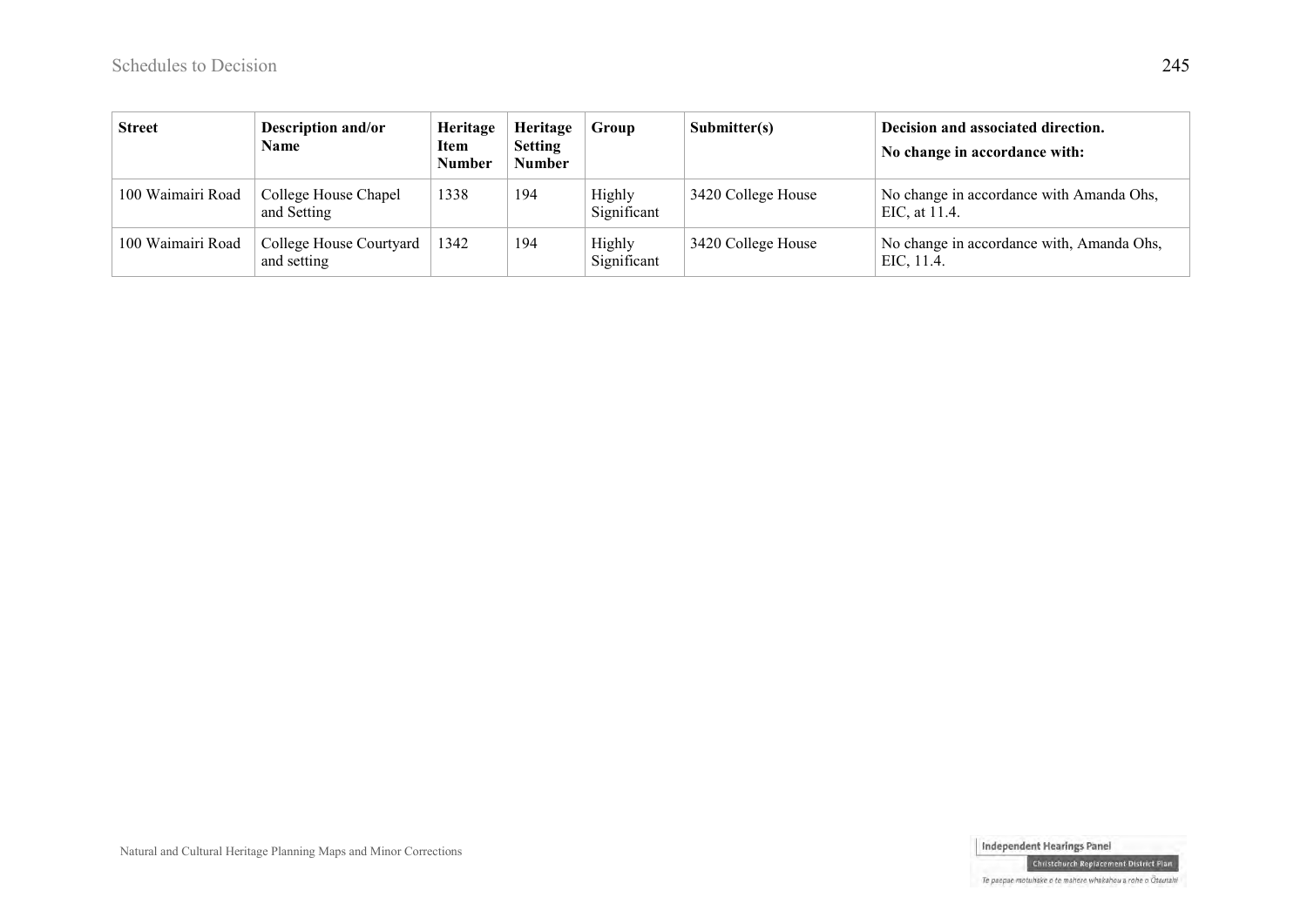| Street | Description and/or Name | Heritage Item Number | Heritage Setting Number | Group | Submitter(s) | Decision and associated direction. No change in accordance with: |
|---|---|---|---|---|---|---|
| 100 Waimairi Road | College House Chapel and Setting | 1338 | 194 | Highly Significant | 3420 College House | No change in accordance with Amanda Ohs, EIC, at 11.4. |
| 100 Waimairi Road | College House Courtyard and setting | 1342 | 194 | Highly Significant | 3420 College House | No change in accordance with, Amanda Ohs, EIC, 11.4. |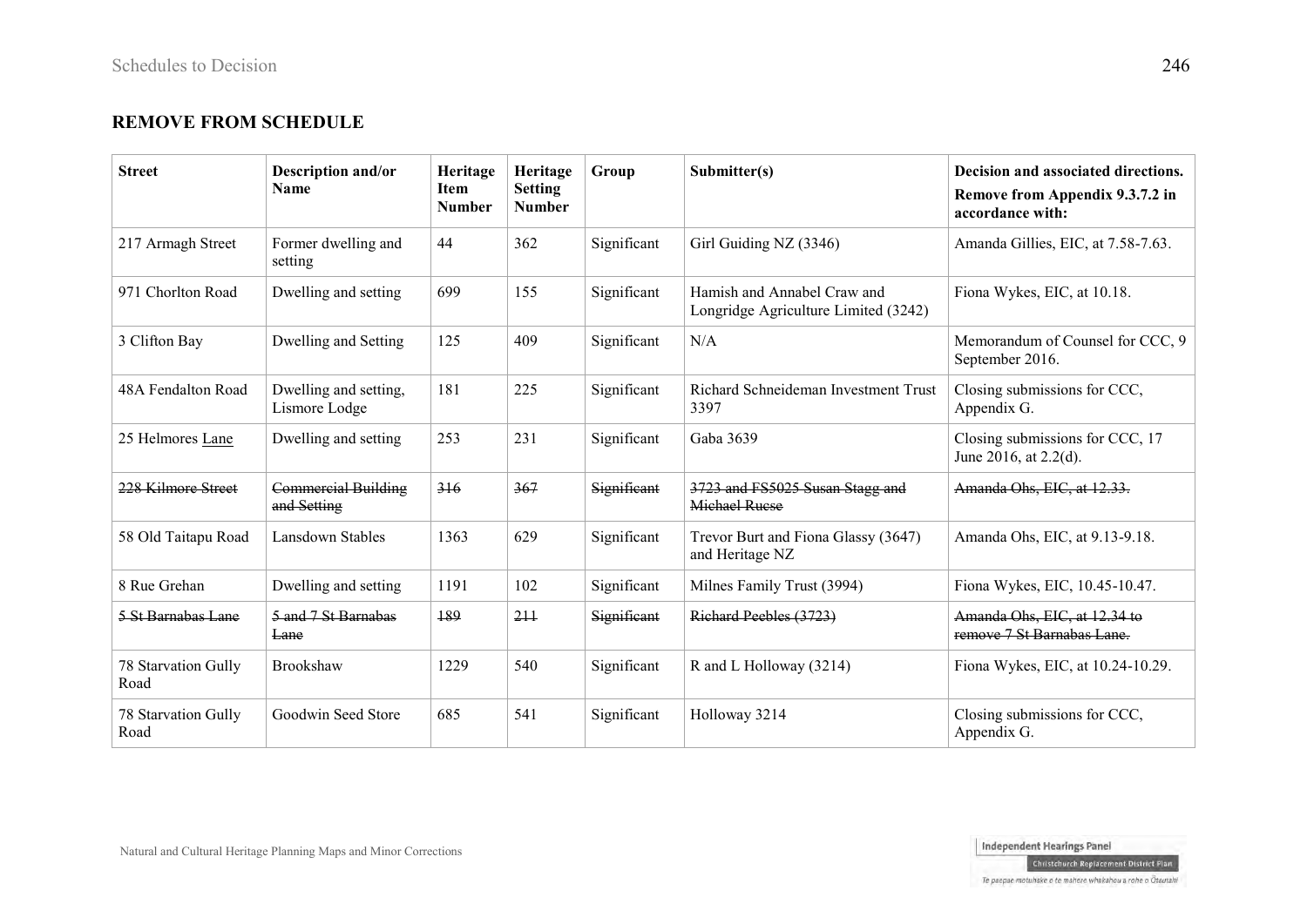## REMOVE FROM SCHEDULE

| Street | Description and/or Name | Heritage Item Number | Heritage Setting Number | Group | Submitter(s) | Decision and associated directions. Remove from Appendix 9.3.7.2 in accordance with: |
|---|---|---|---|---|---|---|
| 217 Armagh Street | Former dwelling and setting | 44 | 362 | Significant | Girl Guiding NZ (3346) | Amanda Gillies, EIC, at 7.58-7.63. |
| 971 Chorlton Road | Dwelling and setting | 699 | 155 | Significant | Hamish and Annabel Craw and Longridge Agriculture Limited (3242) | Fiona Wykes, EIC, at 10.18. |
| 3 Clifton Bay | Dwelling and Setting | 125 | 409 | Significant | N/A | Memorandum of Counsel for CCC, 9 September 2016. |
| 48A Fendalton Road | Dwelling and setting, Lismore Lodge | 181 | 225 | Significant | Richard Schneideman Investment Trust 3397 | Closing submissions for CCC, Appendix G. |
| 25 Helmores Lane | Dwelling and setting | 253 | 231 | Significant | Gaba 3639 | Closing submissions for CCC, 17 June 2016, at 2.2(d). |
| ~~228 Kilmore Street~~ | ~~Commercial Building and Setting~~ | ~~316~~ | ~~367~~ | ~~Significant~~ | ~~3723 and FS5025 Susan Stagg and Michael Ruese~~ | ~~Amanda Ohs, EIC, at 12.33.~~ |
| 58 Old Taitapu Road | Lansdown Stables | 1363 | 629 | Significant | Trevor Burt and Fiona Glassy (3647) and Heritage NZ | Amanda Ohs, EIC, at 9.13-9.18. |
| 8 Rue Grehan | Dwelling and setting | 1191 | 102 | Significant | Milnes Family Trust (3994) | Fiona Wykes, EIC, 10.45-10.47. |
| ~~5 St Barnabas Lane~~ | ~~5 and 7 St Barnabas Lane~~ | ~~189~~ | ~~211~~ | ~~Significant~~ | ~~Richard Peebles (3723)~~ | ~~Amanda Ohs, EIC, at 12.34 to remove 7 St Barnabas Lane.~~ |
| 78 Starvation Gully Road | Brookshaw | 1229 | 540 | Significant | R and L Holloway (3214) | Fiona Wykes, EIC, at 10.24-10.29. |
| 78 Starvation Gully Road | Goodwin Seed Store | 685 | 541 | Significant | Holloway 3214 | Closing submissions for CCC, Appendix G. |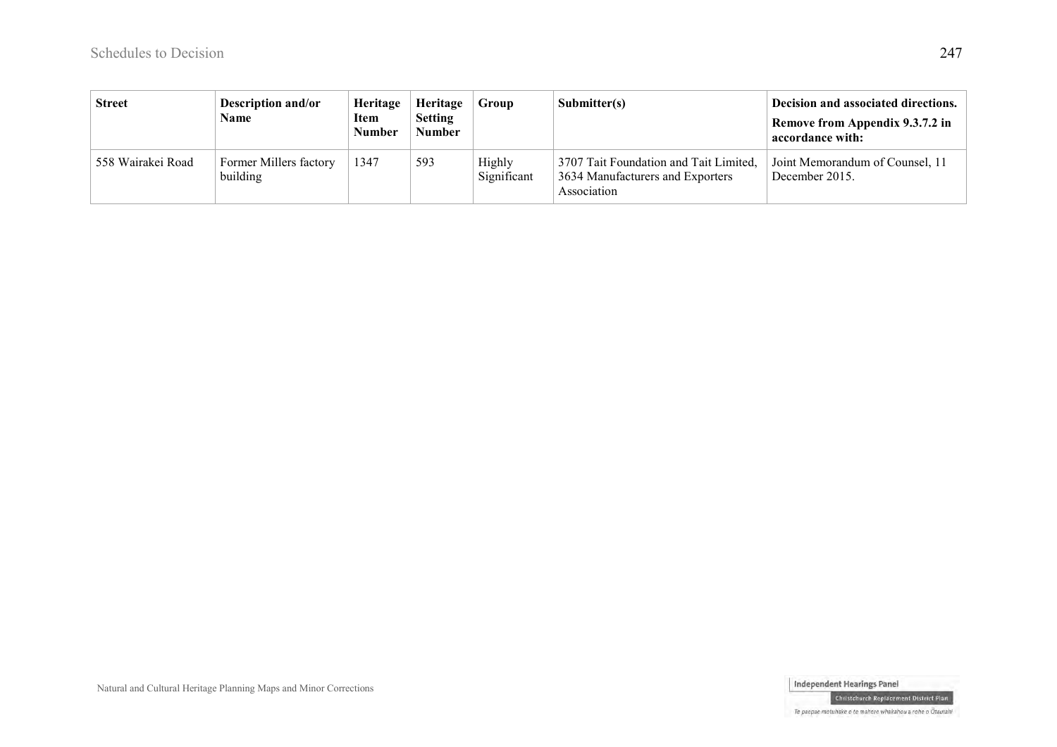| Street | Description and/or Name | Heritage Item Number | Heritage Setting Number | Group | Submitter(s) | Decision and associated directions. Remove from Appendix 9.3.7.2 in accordance with: |
|---|---|---|---|---|---|---|
| 558 Wairakei Road | Former Millers factory building | 1347 | 593 | Highly Significant | 3707 Tait Foundation and Tait Limited, 3634 Manufacturers and Exporters Association | Joint Memorandum of Counsel, 11 December 2015. |